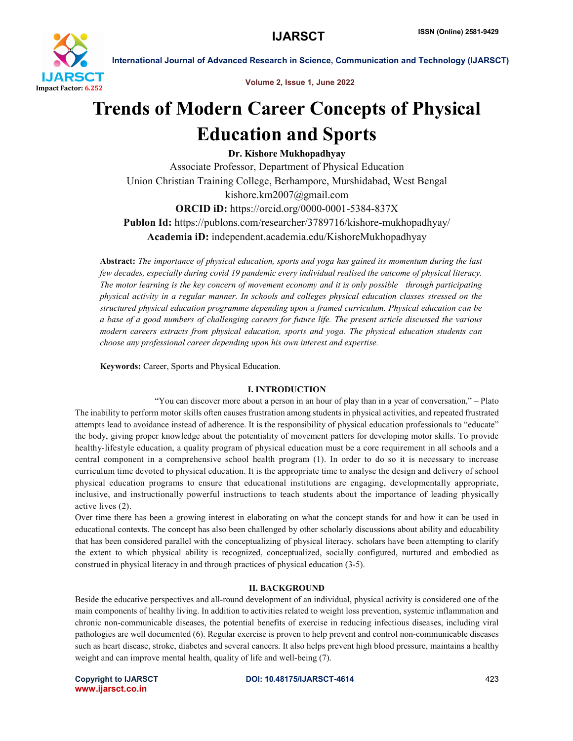# Trends of Modern Career Concepts of Physical Education and Sports

**Dr. Kishore Mukhopadhyay**

Associate Professor, Department of Physical Education
Union Christian Training College, Berhampore, Murshidabad, West Bengal
kishore.km2007@gmail.com
**ORCID iD:** https://orcid.org/0000-0001-5384-837X
**Publon Id:** https://publons.com/researcher/3789716/kishore-mukhopadhyay/
**Academia iD:** independent.academia.edu/KishoreMukhopadhyay

**Abstract:** *The importance of physical education, sports and yoga has gained its momentum during the last few decades, especially during covid 19 pandemic every individual realised the outcome of physical literacy. The motor learning is the key concern of movement economy and it is only possible through participating physical activity in a regular manner. In schools and colleges physical education classes stressed on the structured physical education programme depending upon a framed curriculum. Physical education can be a base of a good numbers of challenging careers for future life. The present article discussed the various modern careers extracts from physical education, sports and yoga. The physical education students can choose any professional career depending upon his own interest and expertise.*

**Keywords:** Career, Sports and Physical Education.

## I. INTRODUCTION

"You can discover more about a person in an hour of play than in a year of conversation," – Plato

The inability to perform motor skills often causes frustration among students in physical activities, and repeated frustrated attempts lead to avoidance instead of adherence. It is the responsibility of physical education professionals to "educate" the body, giving proper knowledge about the potentiality of movement patterns for developing motor skills. To provide healthy-lifestyle education, a quality program of physical education must be a core requirement in all schools and a central component in a comprehensive school health program (1). In order to do so it is necessary to increase curriculum time devoted to physical education. It is the appropriate time to analyse the design and delivery of school physical education programs to ensure that educational institutions are engaging, developmentally appropriate, inclusive, and instructionally powerful instructions to teach students about the importance of leading physically active lives (2).

Over time there has been a growing interest in elaborating on what the concept stands for and how it can be used in educational contexts. The concept has also been challenged by other scholarly discussions about ability and educability that has been considered parallel with the conceptualizing of physical literacy. scholars have been attempting to clarify the extent to which physical ability is recognized, conceptualized, socially configured, nurtured and embodied as construed in physical literacy in and through practices of physical education (3-5).

## II. BACKGROUND

Beside the educative perspectives and all-round development of an individual, physical activity is considered one of the main components of healthy living. In addition to activities related to weight loss prevention, systemic inflammation and chronic non-communicable diseases, the potential benefits of exercise in reducing infectious diseases, including viral pathologies are well documented (6). Regular exercise is proven to help prevent and control non-communicable diseases such as heart disease, stroke, diabetes and several cancers. It also helps prevent high blood pressure, maintains a healthy weight and can improve mental health, quality of life and well-being (7).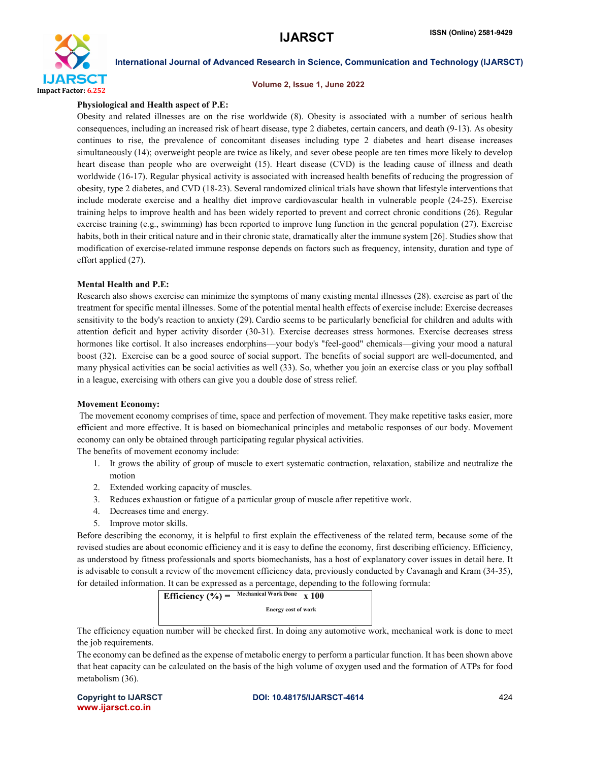**Physiological and Health aspect of P.E:**

Obesity and related illnesses are on the rise worldwide (8). Obesity is associated with a number of serious health consequences, including an increased risk of heart disease, type 2 diabetes, certain cancers, and death (9-13). As obesity continues to rise, the prevalence of concomitant diseases including type 2 diabetes and heart disease increases simultaneously (14); overweight people are twice as likely, and sever obese people are ten times more likely to develop heart disease than people who are overweight (15). Heart disease (CVD) is the leading cause of illness and death worldwide (16-17). Regular physical activity is associated with increased health benefits of reducing the progression of obesity, type 2 diabetes, and CVD (18-23). Several randomized clinical trials have shown that lifestyle interventions that include moderate exercise and a healthy diet improve cardiovascular health in vulnerable people (24-25). Exercise training helps to improve health and has been widely reported to prevent and correct chronic conditions (26). Regular exercise training (e.g., swimming) has been reported to improve lung function in the general population (27). Exercise habits, both in their critical nature and in their chronic state, dramatically alter the immune system [26]. Studies show that modification of exercise-related immune response depends on factors such as frequency, intensity, duration and type of effort applied (27).

**Mental Health and P.E:**

Research also shows exercise can minimize the symptoms of many existing mental illnesses (28). exercise as part of the treatment for specific mental illnesses. Some of the potential mental health effects of exercise include: Exercise decreases sensitivity to the body's reaction to anxiety (29). Cardio seems to be particularly beneficial for children and adults with attention deficit and hyper activity disorder (30-31). Exercise decreases stress hormones. Exercise decreases stress hormones like cortisol. It also increases endorphins—your body's "feel-good" chemicals—giving your mood a natural boost (32). Exercise can be a good source of social support. The benefits of social support are well-documented, and many physical activities can be social activities as well (33). So, whether you join an exercise class or you play softball in a league, exercising with others can give you a double dose of stress relief.

**Movement Economy:**

The movement economy comprises of time, space and perfection of movement. They make repetitive tasks easier, more efficient and more effective. It is based on biomechanical principles and metabolic responses of our body. Movement economy can only be obtained through participating regular physical activities.

The benefits of movement economy include:

1. It grows the ability of group of muscle to exert systematic contraction, relaxation, stabilize and neutralize the motion
2. Extended working capacity of muscles.
3. Reduces exhaustion or fatigue of a particular group of muscle after repetitive work.
4. Decreases time and energy.
5. Improve motor skills.

Before describing the economy, it is helpful to first explain the effectiveness of the related term, because some of the revised studies are about economic efficiency and it is easy to define the economy, first describing efficiency. Efficiency, as understood by fitness professionals and sports biomechanists, has a host of explanatory cover issues in detail here. It is advisable to consult a review of the movement efficiency data, previously conducted by Cavanagh and Kram (34-35), for detailed information. It can be expressed as a percentage, depending to the following formula:

$$\text{Efficiency (\%)} = \frac{\text{Mechanical Work Done}}{\text{Energy cost of work}} \times 100$$

The efficiency equation number will be checked first. In doing any automotive work, mechanical work is done to meet the job requirements.

The economy can be defined as the expense of metabolic energy to perform a particular function. It has been shown above that heat capacity can be calculated on the basis of the high volume of oxygen used and the formation of ATPs for food metabolism (36).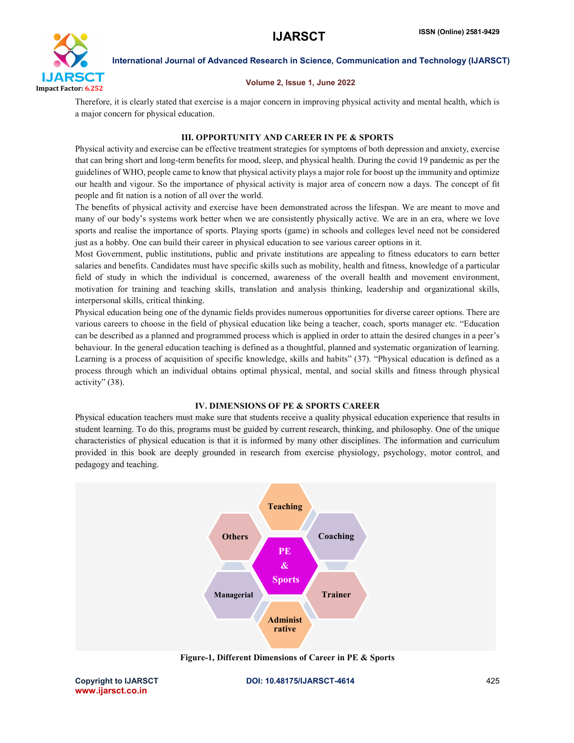Therefore, it is clearly stated that exercise is a major concern in improving physical activity and mental health, which is a major concern for physical education.

## III. OPPORTUNITY AND CAREER IN PE & SPORTS

Physical activity and exercise can be effective treatment strategies for symptoms of both depression and anxiety, exercise that can bring short and long-term benefits for mood, sleep, and physical health. During the covid 19 pandemic as per the guidelines of WHO, people came to know that physical activity plays a major role for boost up the immunity and optimize our health and vigour. So the importance of physical activity is major area of concern now a days. The concept of fit people and fit nation is a notion of all over the world.

The benefits of physical activity and exercise have been demonstrated across the lifespan. We are meant to move and many of our body's systems work better when we are consistently physically active. We are in an era, where we love sports and realise the importance of sports. Playing sports (game) in schools and colleges level need not be considered just as a hobby. One can build their career in physical education to see various career options in it.

Most Government, public institutions, public and private institutions are appealing to fitness educators to earn better salaries and benefits. Candidates must have specific skills such as mobility, health and fitness, knowledge of a particular field of study in which the individual is concerned, awareness of the overall health and movement environment, motivation for training and teaching skills, translation and analysis thinking, leadership and organizational skills, interpersonal skills, critical thinking.

Physical education being one of the dynamic fields provides numerous opportunities for diverse career options. There are various careers to choose in the field of physical education like being a teacher, coach, sports manager etc. "Education can be described as a planned and programmed process which is applied in order to attain the desired changes in a peer's behaviour. In the general education teaching is defined as a thoughtful, planned and systematic organization of learning. Learning is a process of acquisition of specific knowledge, skills and habits" (37). "Physical education is defined as a process through which an individual obtains optimal physical, mental, and social skills and fitness through physical activity" (38).

## IV. DIMENSIONS OF PE & SPORTS CAREER

Physical education teachers must make sure that students receive a quality physical education experience that results in student learning. To do this, programs must be guided by current research, thinking, and philosophy. One of the unique characteristics of physical education is that it is informed by many other disciplines. The information and curriculum provided in this book are deeply grounded in research from exercise physiology, psychology, motor control, and pedagogy and teaching.

Teaching | Coaching | Trainer | Administrative | Managerial | Others — PE & Sports

**Figure-1, Different Dimensions of Career in PE & Sports**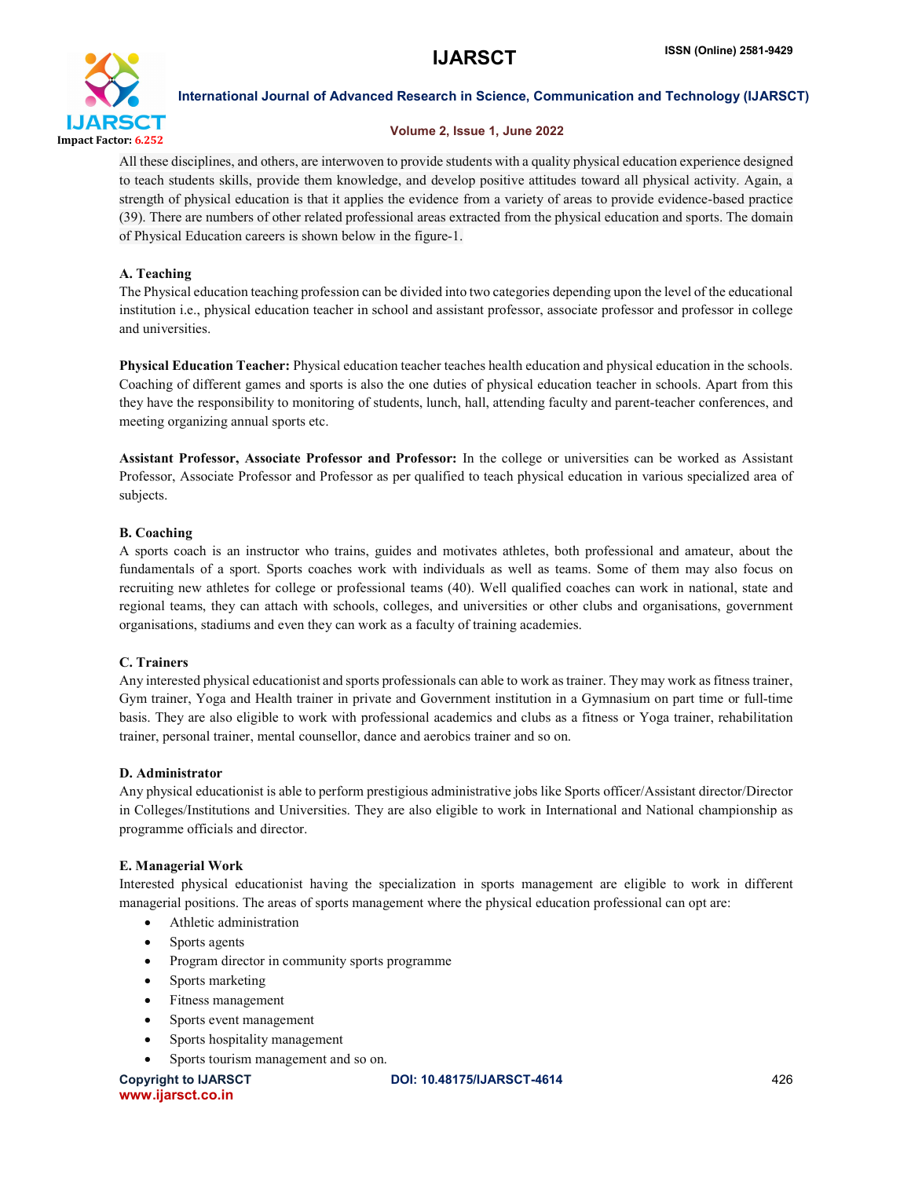All these disciplines, and others, are interwoven to provide students with a quality physical education experience designed to teach students skills, provide them knowledge, and develop positive attitudes toward all physical activity. Again, a strength of physical education is that it applies the evidence from a variety of areas to provide evidence-based practice (39). There are numbers of other related professional areas extracted from the physical education and sports. The domain of Physical Education careers is shown below in the figure-1.

### A. Teaching

The Physical education teaching profession can be divided into two categories depending upon the level of the educational institution i.e., physical education teacher in school and assistant professor, associate professor and professor in college and universities.

**Physical Education Teacher:** Physical education teacher teaches health education and physical education in the schools. Coaching of different games and sports is also the one duties of physical education teacher in schools. Apart from this they have the responsibility to monitoring of students, lunch, hall, attending faculty and parent-teacher conferences, and meeting organizing annual sports etc.

**Assistant Professor, Associate Professor and Professor:** In the college or universities can be worked as Assistant Professor, Associate Professor and Professor as per qualified to teach physical education in various specialized area of subjects.

### B. Coaching

A sports coach is an instructor who trains, guides and motivates athletes, both professional and amateur, about the fundamentals of a sport. Sports coaches work with individuals as well as teams. Some of them may also focus on recruiting new athletes for college or professional teams (40). Well qualified coaches can work in national, state and regional teams, they can attach with schools, colleges, and universities or other clubs and organisations, government organisations, stadiums and even they can work as a faculty of training academies.

### C. Trainers

Any interested physical educationist and sports professionals can able to work as trainer. They may work as fitness trainer, Gym trainer, Yoga and Health trainer in private and Government institution in a Gymnasium on part time or full-time basis. They are also eligible to work with professional academics and clubs as a fitness or Yoga trainer, rehabilitation trainer, personal trainer, mental counsellor, dance and aerobics trainer and so on.

### D. Administrator

Any physical educationist is able to perform prestigious administrative jobs like Sports officer/Assistant director/Director in Colleges/Institutions and Universities. They are also eligible to work in International and National championship as programme officials and director.

### E. Managerial Work

Interested physical educationist having the specialization in sports management are eligible to work in different managerial positions. The areas of sports management where the physical education professional can opt are:

- Athletic administration
- Sports agents
- Program director in community sports programme
- Sports marketing
- Fitness management
- Sports event management
- Sports hospitality management
- Sports tourism management and so on.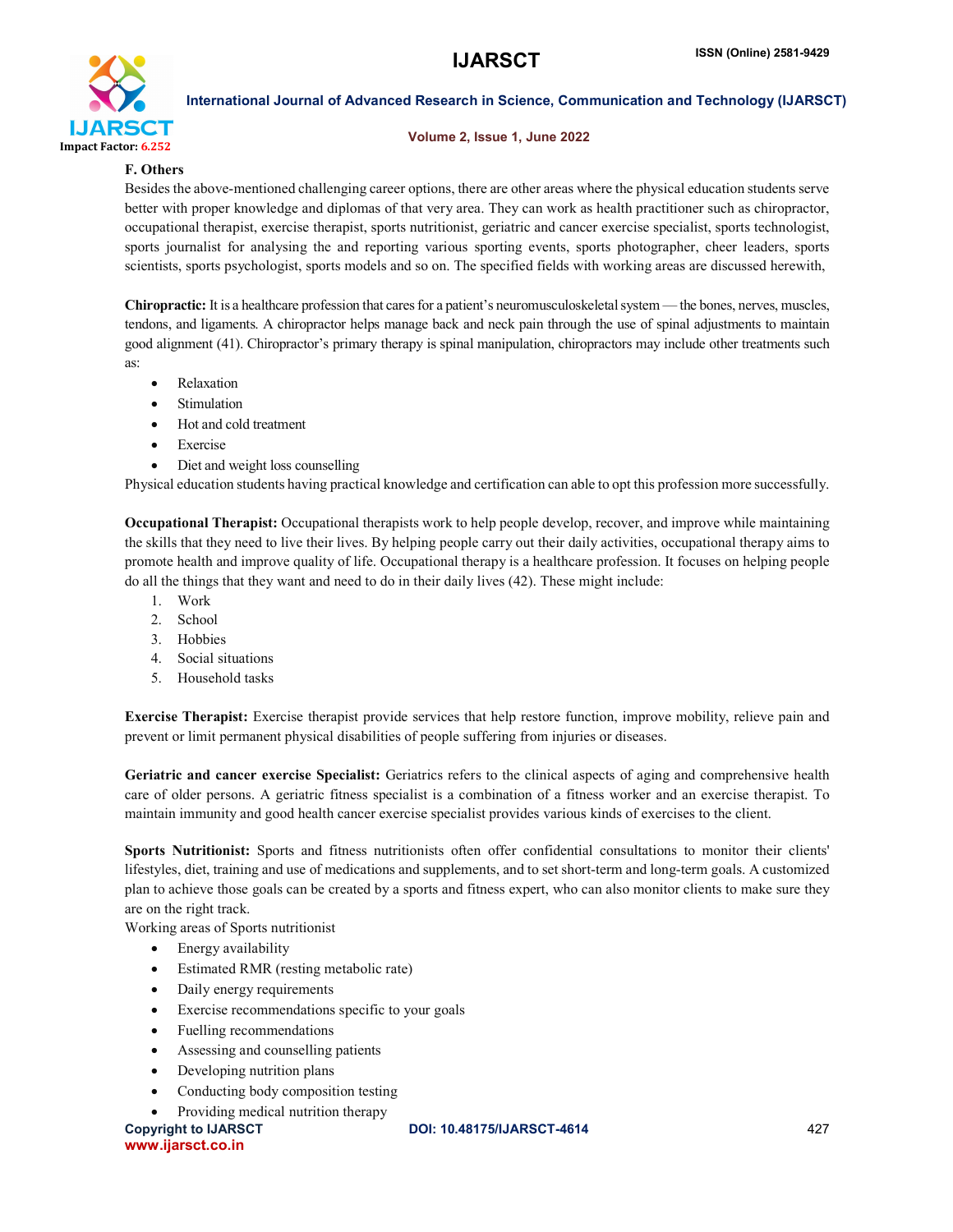### F. Others

Besides the above-mentioned challenging career options, there are other areas where the physical education students serve better with proper knowledge and diplomas of that very area. They can work as health practitioner such as chiropractor, occupational therapist, exercise therapist, sports nutritionist, geriatric and cancer exercise specialist, sports technologist, sports journalist for analysing the and reporting various sporting events, sports photographer, cheer leaders, sports scientists, sports psychologist, sports models and so on. The specified fields with working areas are discussed herewith,

**Chiropractic:** It is a healthcare profession that cares for a patient's neuromusculoskeletal system — the bones, nerves, muscles, tendons, and ligaments. A chiropractor helps manage back and neck pain through the use of spinal adjustments to maintain good alignment (41). Chiropractor's primary therapy is spinal manipulation, chiropractors may include other treatments such as:

- Relaxation
- Stimulation
- Hot and cold treatment
- Exercise
- Diet and weight loss counselling

Physical education students having practical knowledge and certification can able to opt this profession more successfully.

**Occupational Therapist:** Occupational therapists work to help people develop, recover, and improve while maintaining the skills that they need to live their lives. By helping people carry out their daily activities, occupational therapy aims to promote health and improve quality of life. Occupational therapy is a healthcare profession. It focuses on helping people do all the things that they want and need to do in their daily lives (42). These might include:

1. Work
2. School
3. Hobbies
4. Social situations
5. Household tasks

**Exercise Therapist:** Exercise therapist provide services that help restore function, improve mobility, relieve pain and prevent or limit permanent physical disabilities of people suffering from injuries or diseases.

**Geriatric and cancer exercise Specialist:** Geriatrics refers to the clinical aspects of aging and comprehensive health care of older persons. A geriatric fitness specialist is a combination of a fitness worker and an exercise therapist. To maintain immunity and good health cancer exercise specialist provides various kinds of exercises to the client.

**Sports Nutritionist:** Sports and fitness nutritionists often offer confidential consultations to monitor their clients' lifestyles, diet, training and use of medications and supplements, and to set short-term and long-term goals. A customized plan to achieve those goals can be created by a sports and fitness expert, who can also monitor clients to make sure they are on the right track.

Working areas of Sports nutritionist

- Energy availability
- Estimated RMR (resting metabolic rate)
- Daily energy requirements
- Exercise recommendations specific to your goals
- Fuelling recommendations
- Assessing and counselling patients
- Developing nutrition plans
- Conducting body composition testing
- Providing medical nutrition therapy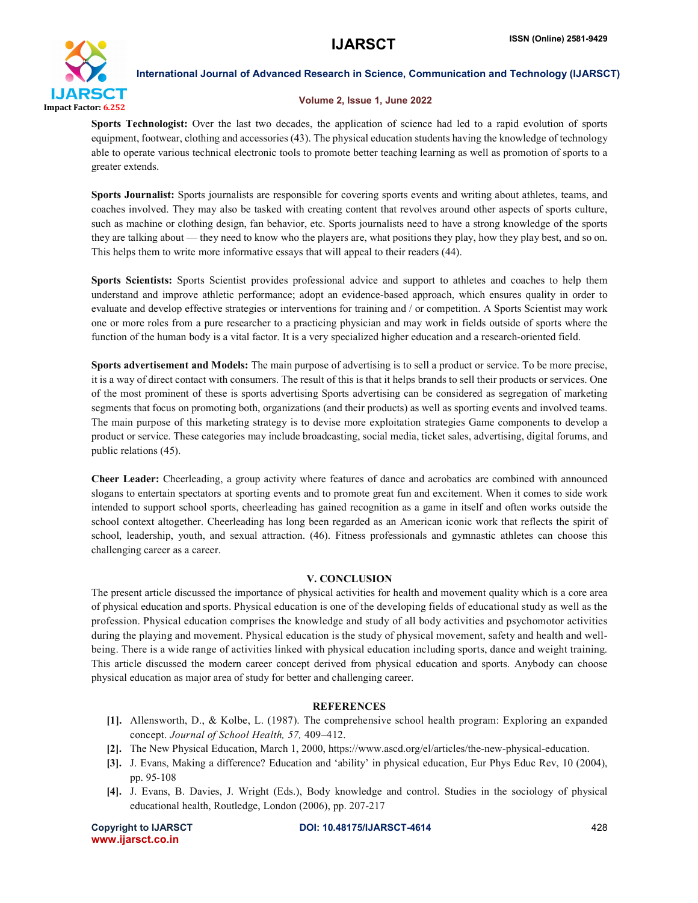**Sports Technologist:** Over the last two decades, the application of science had led to a rapid evolution of sports equipment, footwear, clothing and accessories (43). The physical education students having the knowledge of technology able to operate various technical electronic tools to promote better teaching learning as well as promotion of sports to a greater extends.

**Sports Journalist:** Sports journalists are responsible for covering sports events and writing about athletes, teams, and coaches involved. They may also be tasked with creating content that revolves around other aspects of sports culture, such as machine or clothing design, fan behavior, etc. Sports journalists need to have a strong knowledge of the sports they are talking about — they need to know who the players are, what positions they play, how they play best, and so on. This helps them to write more informative essays that will appeal to their readers (44).

**Sports Scientists:** Sports Scientist provides professional advice and support to athletes and coaches to help them understand and improve athletic performance; adopt an evidence-based approach, which ensures quality in order to evaluate and develop effective strategies or interventions for training and / or competition. A Sports Scientist may work one or more roles from a pure researcher to a practicing physician and may work in fields outside of sports where the function of the human body is a vital factor. It is a very specialized higher education and a research-oriented field.

**Sports advertisement and Models:** The main purpose of advertising is to sell a product or service. To be more precise, it is a way of direct contact with consumers. The result of this is that it helps brands to sell their products or services. One of the most prominent of these is sports advertising Sports advertising can be considered as segregation of marketing segments that focus on promoting both, organizations (and their products) as well as sporting events and involved teams. The main purpose of this marketing strategy is to devise more exploitation strategies Game components to develop a product or service. These categories may include broadcasting, social media, ticket sales, advertising, digital forums, and public relations (45).

**Cheer Leader:** Cheerleading, a group activity where features of dance and acrobatics are combined with announced slogans to entertain spectators at sporting events and to promote great fun and excitement. When it comes to side work intended to support school sports, cheerleading has gained recognition as a game in itself and often works outside the school context altogether. Cheerleading has long been regarded as an American iconic work that reflects the spirit of school, leadership, youth, and sexual attraction. (46). Fitness professionals and gymnastic athletes can choose this challenging career as a career.

## V. CONCLUSION

The present article discussed the importance of physical activities for health and movement quality which is a core area of physical education and sports. Physical education is one of the developing fields of educational study as well as the profession. Physical education comprises the knowledge and study of all body activities and psychomotor activities during the playing and movement. Physical education is the study of physical movement, safety and health and well-being. There is a wide range of activities linked with physical education including sports, dance and weight training. This article discussed the modern career concept derived from physical education and sports. Anybody can choose physical education as major area of study for better and challenging career.

## REFERENCES

- **[1].** Allensworth, D., & Kolbe, L. (1987). The comprehensive school health program: Exploring an expanded concept. *Journal of School Health, 57,* 409–412.
- **[2].** The New Physical Education, March 1, 2000, https://www.ascd.org/el/articles/the-new-physical-education.
- **[3].** J. Evans, Making a difference? Education and 'ability' in physical education, Eur Phys Educ Rev, 10 (2004), pp. 95-108
- **[4].** J. Evans, B. Davies, J. Wright (Eds.), Body knowledge and control. Studies in the sociology of physical educational health, Routledge, London (2006), pp. 207-217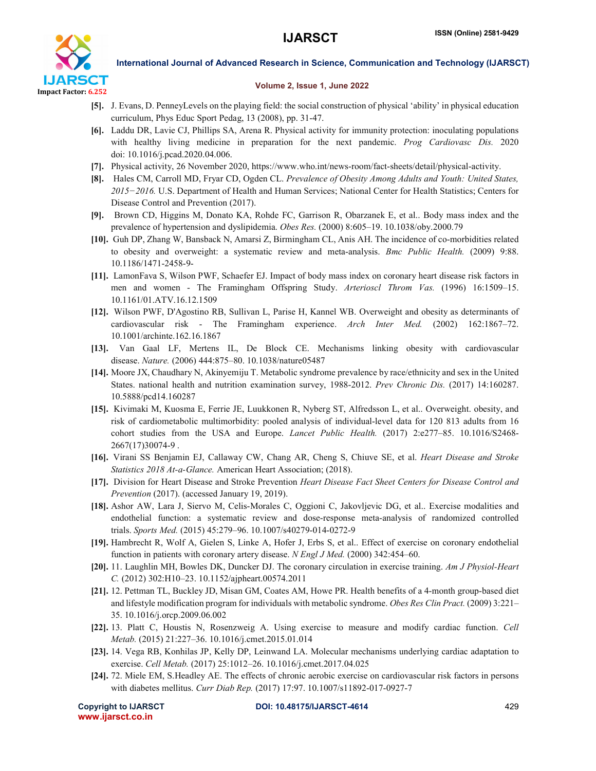[5]. J. Evans, D. PenneyLevels on the playing field: the social construction of physical 'ability' in physical education curriculum, Phys Educ Sport Pedag, 13 (2008), pp. 31-47.

[6]. Laddu DR, Lavie CJ, Phillips SA, Arena R. Physical activity for immunity protection: inoculating populations with healthy living medicine in preparation for the next pandemic. *Prog Cardiovasc Dis.* 2020 doi: 10.1016/j.pcad.2020.04.006.

[7]. Physical activity, 26 November 2020, https://www.who.int/news-room/fact-sheets/detail/physical-activity.

[8]. Hales CM, Carroll MD, Fryar CD, Ogden CL. *Prevalence of Obesity Among Adults and Youth: United States, 2015−2016.* U.S. Department of Health and Human Services; National Center for Health Statistics; Centers for Disease Control and Prevention (2017).

[9]. Brown CD, Higgins M, Donato KA, Rohde FC, Garrison R, Obarzanek E, et al.. Body mass index and the prevalence of hypertension and dyslipidemia. *Obes Res.* (2000) 8:605–19. 10.1038/oby.2000.79

[10]. Guh DP, Zhang W, Bansback N, Amarsi Z, Birmingham CL, Anis AH. The incidence of co-morbidities related to obesity and overweight: a systematic review and meta-analysis. *Bmc Public Health.* (2009) 9:88. 10.1186/1471-2458-9-

[11]. LamonFava S, Wilson PWF, Schaefer EJ. Impact of body mass index on coronary heart disease risk factors in men and women - The Framingham Offspring Study. *Arterioscl Throm Vas.* (1996) 16:1509–15. 10.1161/01.ATV.16.12.1509

[12]. Wilson PWF, D'Agostino RB, Sullivan L, Parise H, Kannel WB. Overweight and obesity as determinants of cardiovascular risk - The Framingham experience. *Arch Inter Med.* (2002) 162:1867–72. 10.1001/archinte.162.16.1867

[13]. Van Gaal LF, Mertens IL, De Block CE. Mechanisms linking obesity with cardiovascular disease. *Nature.* (2006) 444:875–80. 10.1038/nature05487

[14]. Moore JX, Chaudhary N, Akinyemiju T. Metabolic syndrome prevalence by race/ethnicity and sex in the United States. national health and nutrition examination survey, 1988-2012. *Prev Chronic Dis.* (2017) 14:160287. 10.5888/pcd14.160287

[15]. Kivimaki M, Kuosma E, Ferrie JE, Luukkonen R, Nyberg ST, Alfredsson L, et al.. Overweight. obesity, and risk of cardiometabolic multimorbidity: pooled analysis of individual-level data for 120 813 adults from 16 cohort studies from the USA and Europe. *Lancet Public Health.* (2017) 2:e277–85. 10.1016/S2468-2667(17)30074-9 .

[16]. Virani SS Benjamin EJ, Callaway CW, Chang AR, Cheng S, Chiuve SE, et al. *Heart Disease and Stroke Statistics 2018 At-a-Glance.* American Heart Association; (2018).

[17]. Division for Heart Disease and Stroke Prevention *Heart Disease Fact Sheet Centers for Disease Control and Prevention* (2017). (accessed January 19, 2019).

[18]. Ashor AW, Lara J, Siervo M, Celis-Morales C, Oggioni C, Jakovljevic DG, et al.. Exercise modalities and endothelial function: a systematic review and dose-response meta-analysis of randomized controlled trials. *Sports Med.* (2015) 45:279–96. 10.1007/s40279-014-0272-9

[19]. Hambrecht R, Wolf A, Gielen S, Linke A, Hofer J, Erbs S, et al.. Effect of exercise on coronary endothelial function in patients with coronary artery disease. *N Engl J Med.* (2000) 342:454–60.

[20]. 11. Laughlin MH, Bowles DK, Duncker DJ. The coronary circulation in exercise training. *Am J Physiol-Heart C.* (2012) 302:H10–23. 10.1152/ajpheart.00574.2011

[21]. 12. Pettman TL, Buckley JD, Misan GM, Coates AM, Howe PR. Health benefits of a 4-month group-based diet and lifestyle modification program for individuals with metabolic syndrome. *Obes Res Clin Pract.* (2009) 3:221–35. 10.1016/j.orcp.2009.06.002

[22]. 13. Platt C, Houstis N, Rosenzweig A. Using exercise to measure and modify cardiac function. *Cell Metab.* (2015) 21:227–36. 10.1016/j.cmet.2015.01.014

[23]. 14. Vega RB, Konhilas JP, Kelly DP, Leinwand LA. Molecular mechanisms underlying cardiac adaptation to exercise. *Cell Metab.* (2017) 25:1012–26. 10.1016/j.cmet.2017.04.025

[24]. 72. Miele EM, S.Headley AE. The effects of chronic aerobic exercise on cardiovascular risk factors in persons with diabetes mellitus. *Curr Diab Rep.* (2017) 17:97. 10.1007/s11892-017-0927-7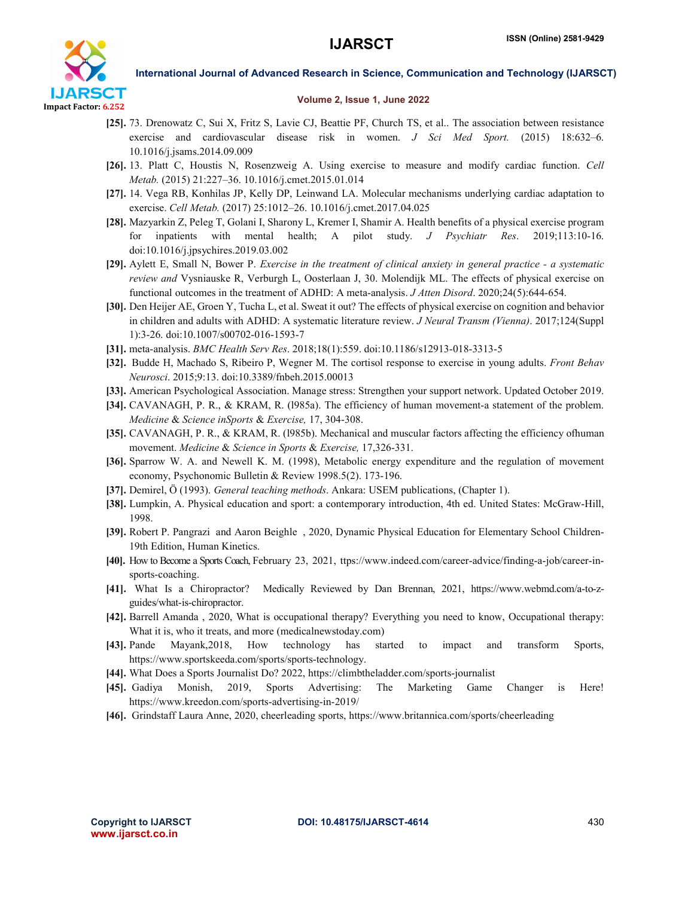[25]. 73. Drenowatz C, Sui X, Fritz S, Lavie CJ, Beattie PF, Church TS, et al.. The association between resistance exercise and cardiovascular disease risk in women. *J Sci Med Sport.* (2015) 18:632–6. 10.1016/j.jsams.2014.09.009

[26]. 13. Platt C, Houstis N, Rosenzweig A. Using exercise to measure and modify cardiac function. *Cell Metab.* (2015) 21:227–36. 10.1016/j.cmet.2015.01.014

[27]. 14. Vega RB, Konhilas JP, Kelly DP, Leinwand LA. Molecular mechanisms underlying cardiac adaptation to exercise. *Cell Metab.* (2017) 25:1012–26. 10.1016/j.cmet.2017.04.025

[28]. Mazyarkin Z, Peleg T, Golani I, Sharony L, Kremer I, Shamir A. Health benefits of a physical exercise program for inpatients with mental health; A pilot study. *J Psychiatr Res*. 2019;113:10-16. doi:10.1016/j.jpsychires.2019.03.002

[29]. Aylett E, Small N, Bower P. *Exercise in the treatment of clinical anxiety in general practice - a systematic review and* Vysniauske R, Verburgh L, Oosterlaan J, 30. Molendijk ML. The effects of physical exercise on functional outcomes in the treatment of ADHD: A meta-analysis. *J Atten Disord*. 2020;24(5):644-654.

[30]. Den Heijer AE, Groen Y, Tucha L, et al. Sweat it out? The effects of physical exercise on cognition and behavior in children and adults with ADHD: A systematic literature review. *J Neural Transm (Vienna)*. 2017;124(Suppl 1):3-26. doi:10.1007/s00702-016-1593-7

[31]. meta-analysis. *BMC Health Serv Res*. 2018;18(1):559. doi:10.1186/s12913-018-3313-5

[32]. Budde H, Machado S, Ribeiro P, Wegner M. The cortisol response to exercise in young adults. *Front Behav Neurosci*. 2015;9:13. doi:10.3389/fnbeh.2015.00013

[33]. American Psychological Association. Manage stress: Strengthen your support network. Updated October 2019.

[34]. CAVANAGH, P. R., & KRAM, R. (l985a). The efficiency of human movement-a statement of the problem. *Medicine* & *Science inSports* & *Exercise,* 17, 304-308.

[35]. CAVANAGH, P. R., & KRAM, R. (l985b). Mechanical and muscular factors affecting the efficiency ofhuman movement. *Medicine* & *Science in Sports* & *Exercise,* 17,326-331.

[36]. Sparrow W. A. and Newell K. M. (1998), Metabolic energy expenditure and the regulation of movement economy, Psychonomic Bulletin & Review 1998.5(2). 173-196.

[37]. Demirel, Ö (1993). *General teaching methods*. Ankara: USEM publications, (Chapter 1).

[38]. Lumpkin, A. Physical education and sport: a contemporary introduction, 4th ed. United States: McGraw-Hill, 1998.

[39]. Robert P. Pangrazi and Aaron Beighle , 2020, Dynamic Physical Education for Elementary School Children-19th Edition, Human Kinetics.

[40]. How to Become a Sports Coach, February 23, 2021, ttps://www.indeed.com/career-advice/finding-a-job/career-in-sports-coaching.

[41]. What Is a Chiropractor? Medically Reviewed by Dan Brennan, 2021, https://www.webmd.com/a-to-z-guides/what-is-chiropractor.

[42]. Barrell Amanda , 2020, What is occupational therapy? Everything you need to know, Occupational therapy: What it is, who it treats, and more (medicalnewstoday.com)

[43]. Pande Mayank,2018, How technology has started to impact and transform Sports, https://www.sportskeeda.com/sports/sports-technology.

[44]. What Does a Sports Journalist Do? 2022, https://climbtheladder.com/sports-journalist

[45]. Gadiya Monish, 2019, Sports Advertising: The Marketing Game Changer is Here! https://www.kreedon.com/sports-advertising-in-2019/

[46]. Grindstaff Laura Anne, 2020, cheerleading sports, https://www.britannica.com/sports/cheerleading